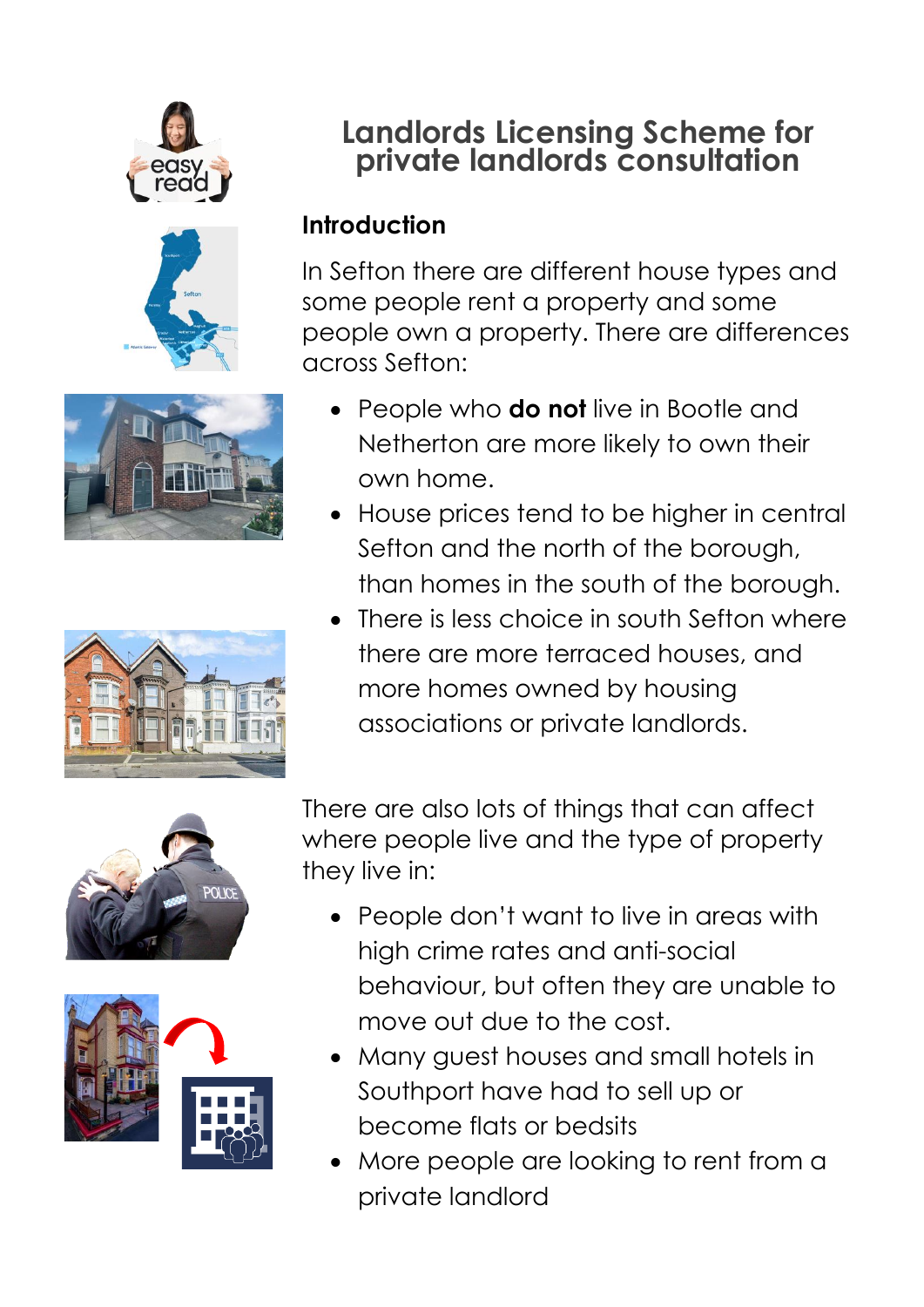# Landlords Licensing Scheme for private landlords consultation

## Introduction

In Sefton there are different house types and some people rent a property and some people own a property. There are differences across Sefton:

- People who **do not** live in Bootle and Netherton are more likely to own their own home.
- House prices tend to be higher in central Sefton and the north of the borough, than homes in the south of the borough.
- There is less choice in south Sefton where there are more terraced houses, and more homes owned by housing associations or private landlords.

There are also lots of things that can affect where people live and the type of property they live in:

- People don't want to live in areas with high crime rates and anti-social behaviour, but often they are unable to move out due to the cost.
- Many guest houses and small hotels in Southport have had to sell up or become flats or bedsits
- More people are looking to rent from a private landlord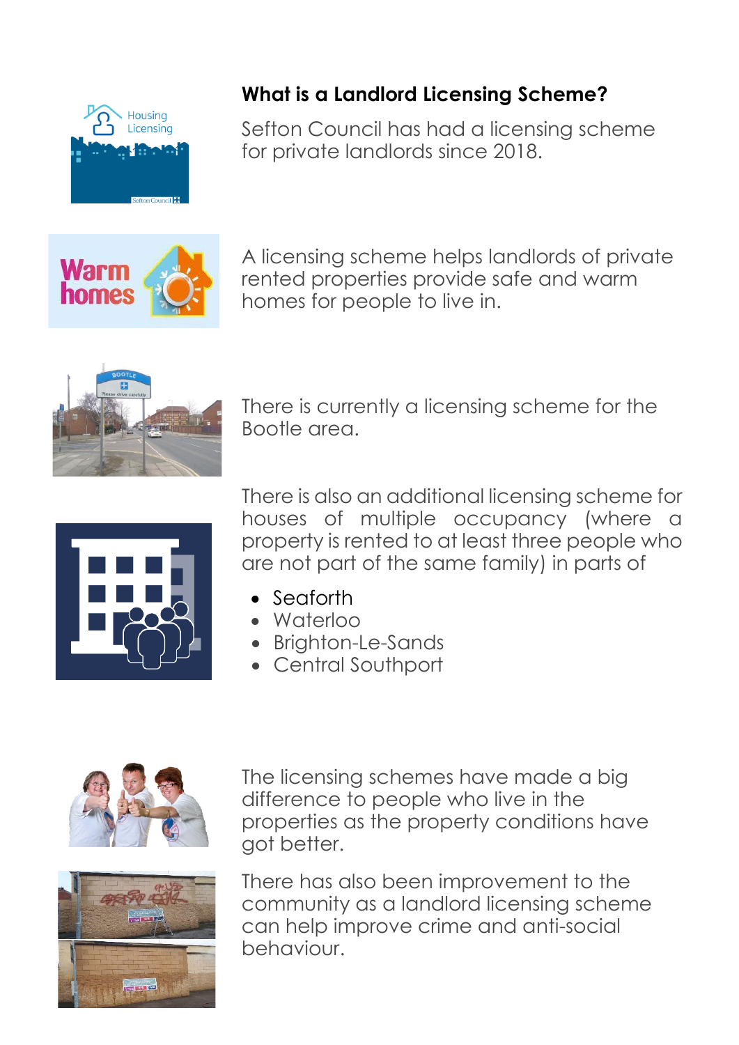## What is a Landlord Licensing Scheme?

Sefton Council has had a licensing scheme for private landlords since 2018.

A licensing scheme helps landlords of private rented properties provide safe and warm homes for people to live in.

There is currently a licensing scheme for the Bootle area.

There is also an additional licensing scheme for houses of multiple occupancy (where a property is rented to at least three people who are not part of the same family) in parts of

- Seaforth
- Waterloo
- Brighton-Le-Sands
- Central Southport

The licensing schemes have made a big difference to people who live in the properties as the property conditions have got better.

There has also been improvement to the community as a landlord licensing scheme can help improve crime and anti-social behaviour.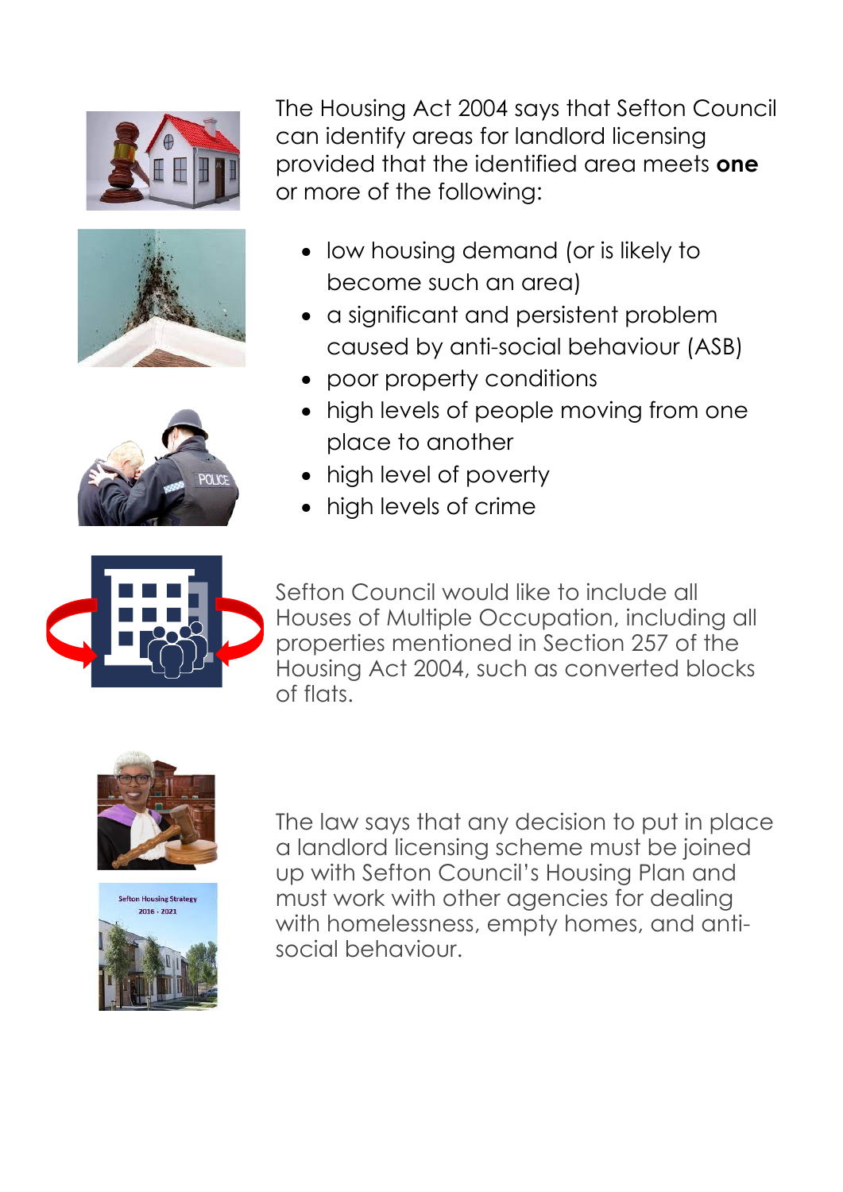The Housing Act 2004 says that Sefton Council can identify areas for landlord licensing provided that the identified area meets **one** or more of the following:

- low housing demand (or is likely to become such an area)
- a significant and persistent problem caused by anti-social behaviour (ASB)
- poor property conditions
- high levels of people moving from one place to another
- high level of poverty
- high levels of crime

Sefton Council would like to include all Houses of Multiple Occupation, including all properties mentioned in Section 257 of the Housing Act 2004, such as converted blocks of flats.

The law says that any decision to put in place a landlord licensing scheme must be joined up with Sefton Council's Housing Plan and must work with other agencies for dealing with homelessness, empty homes, and anti-social behaviour.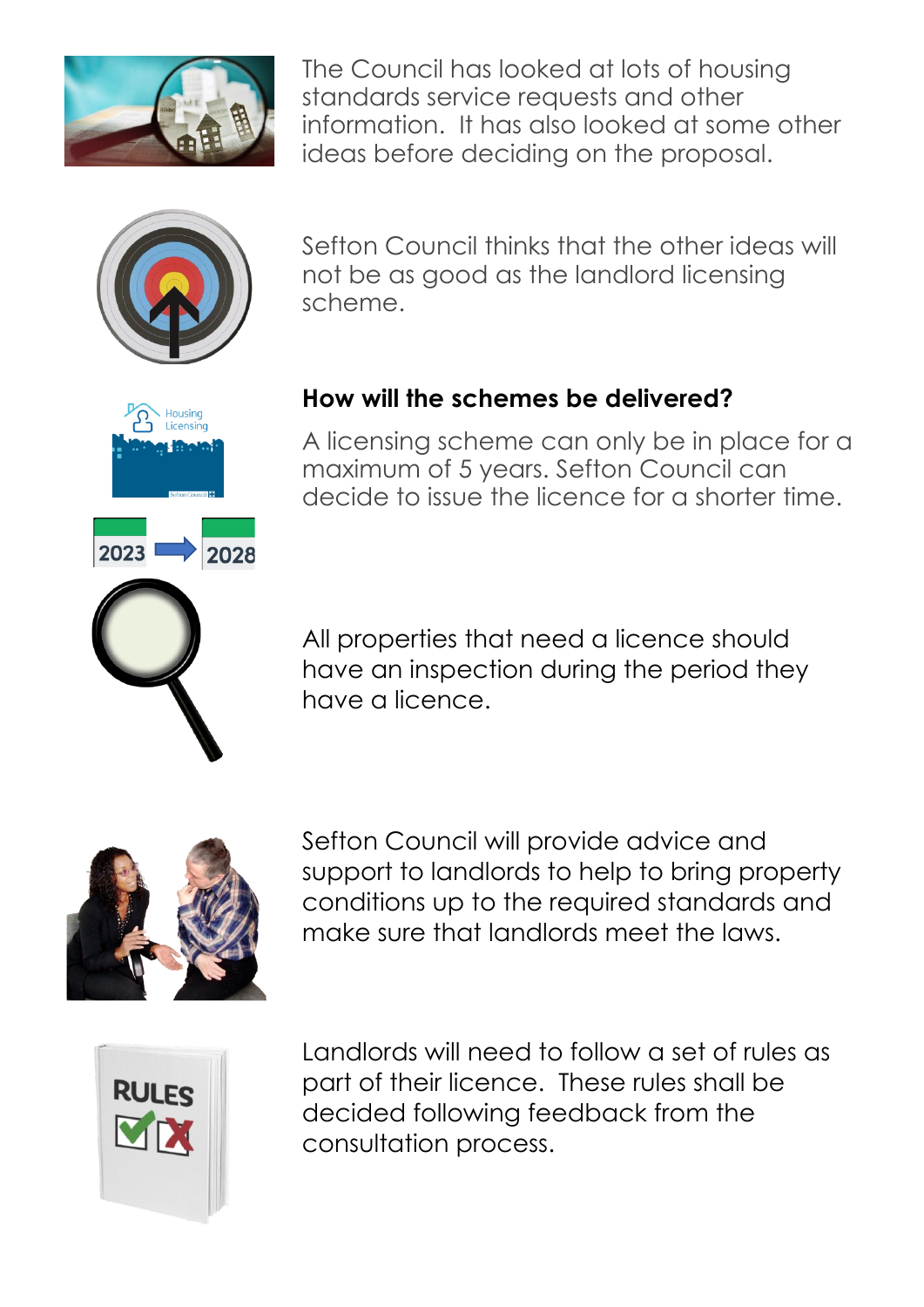The Council has looked at lots of housing standards service requests and other information. It has also looked at some other ideas before deciding on the proposal.

Sefton Council thinks that the other ideas will not be as good as the landlord licensing scheme.

**How will the schemes be delivered?**

A licensing scheme can only be in place for a maximum of 5 years. Sefton Council can decide to issue the licence for a shorter time.

All properties that need a licence should have an inspection during the period they have a licence.

Sefton Council will provide advice and support to landlords to help to bring property conditions up to the required standards and make sure that landlords meet the laws.

Landlords will need to follow a set of rules as part of their licence. These rules shall be decided following feedback from the consultation process.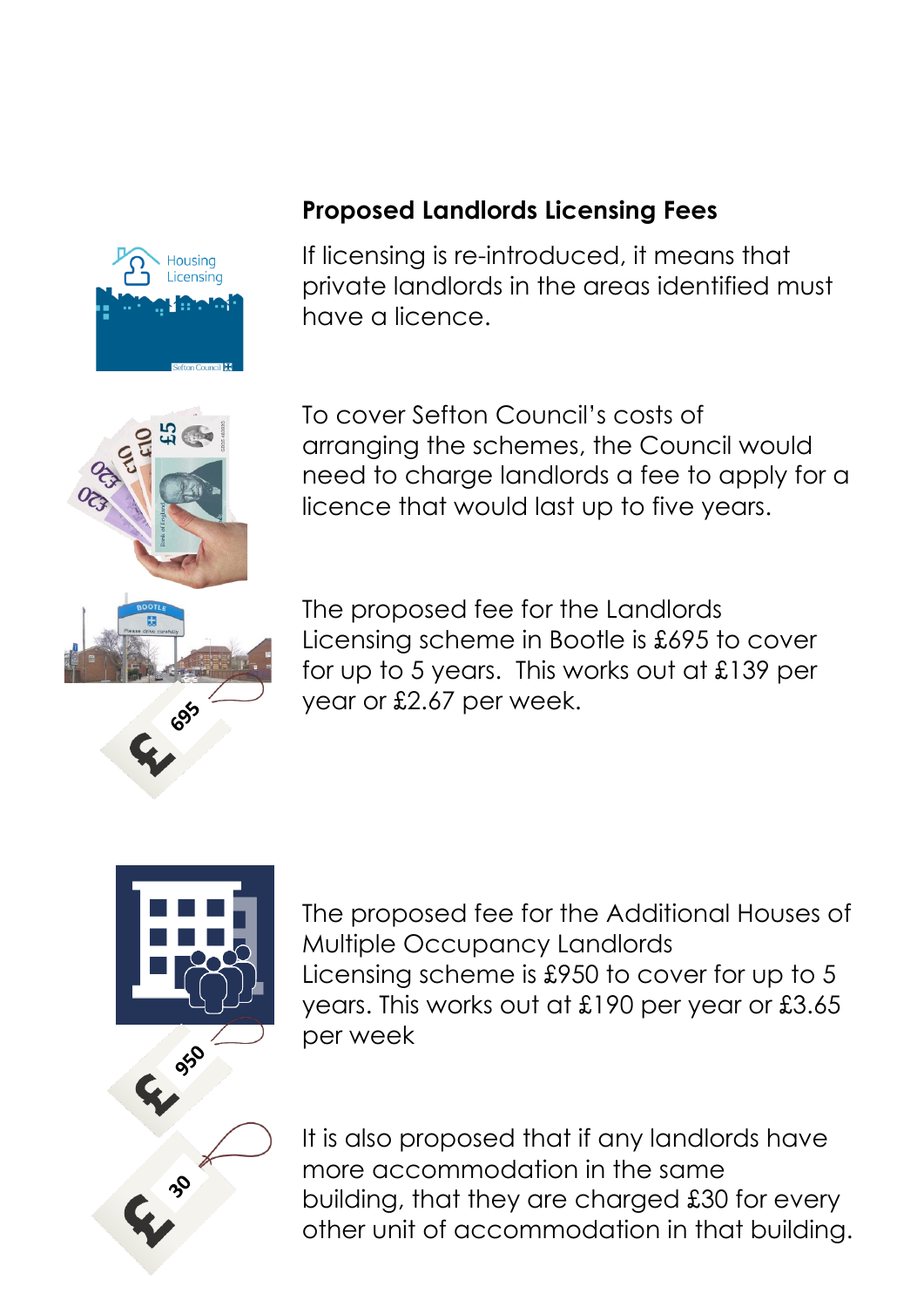## Proposed Landlords Licensing Fees

If licensing is re-introduced, it means that private landlords in the areas identified must have a licence.

To cover Sefton Council's costs of arranging the schemes, the Council would need to charge landlords a fee to apply for a licence that would last up to five years.

The proposed fee for the Landlords Licensing scheme in Bootle is £695 to cover for up to 5 years. This works out at £139 per year or £2.67 per week.

The proposed fee for the Additional Houses of Multiple Occupancy Landlords Licensing scheme is £950 to cover for up to 5 years. This works out at £190 per year or £3.65 per week

It is also proposed that if any landlords have more accommodation in the same building, that they are charged £30 for every other unit of accommodation in that building.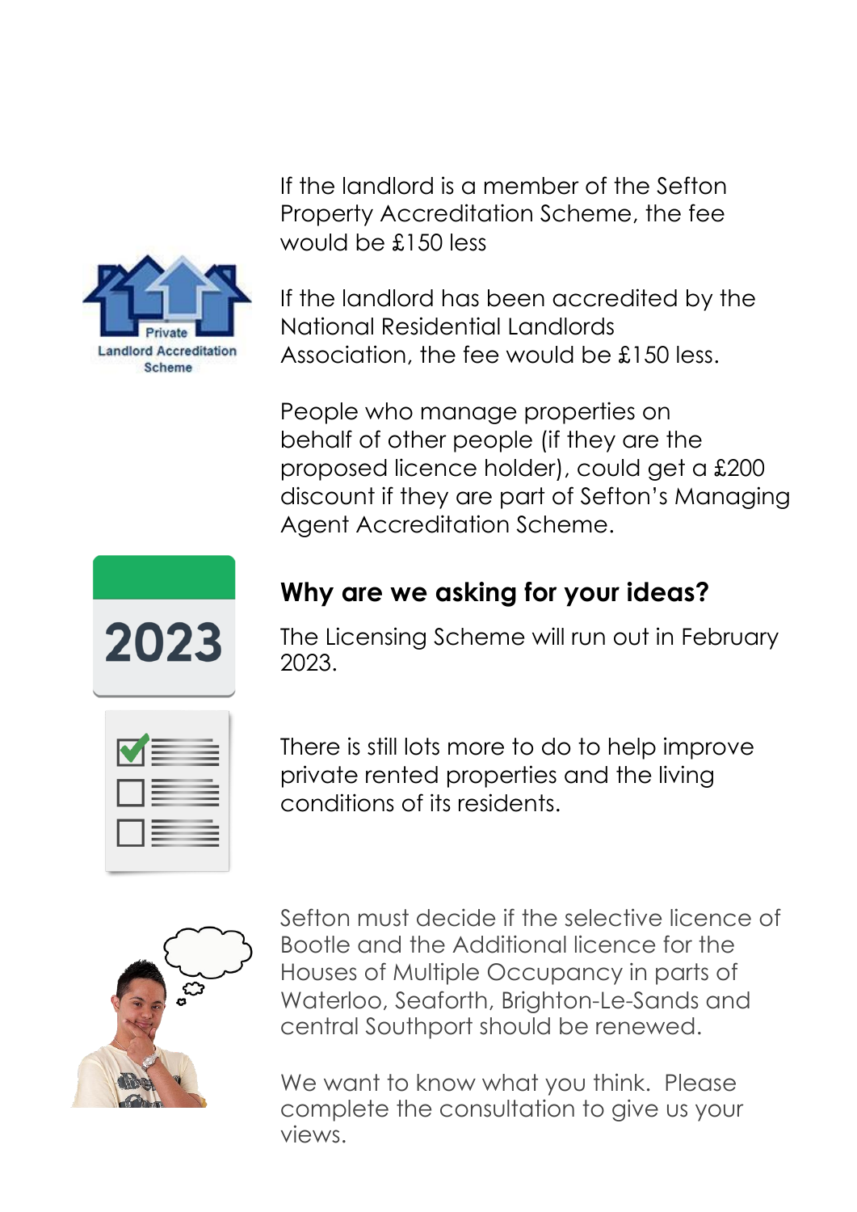If the landlord is a member of the Sefton Property Accreditation Scheme, the fee would be £150 less

If the landlord has been accredited by the National Residential Landlords Association, the fee would be £150 less.

People who manage properties on behalf of other people (if they are the proposed licence holder), could get a £200 discount if they are part of Sefton's Managing Agent Accreditation Scheme.

## Why are we asking for your ideas?

The Licensing Scheme will run out in February 2023.

There is still lots more to do to help improve private rented properties and the living conditions of its residents.

Sefton must decide if the selective licence of Bootle and the Additional licence for the Houses of Multiple Occupancy in parts of Waterloo, Seaforth, Brighton-Le-Sands and central Southport should be renewed.

We want to know what you think. Please complete the consultation to give us your views.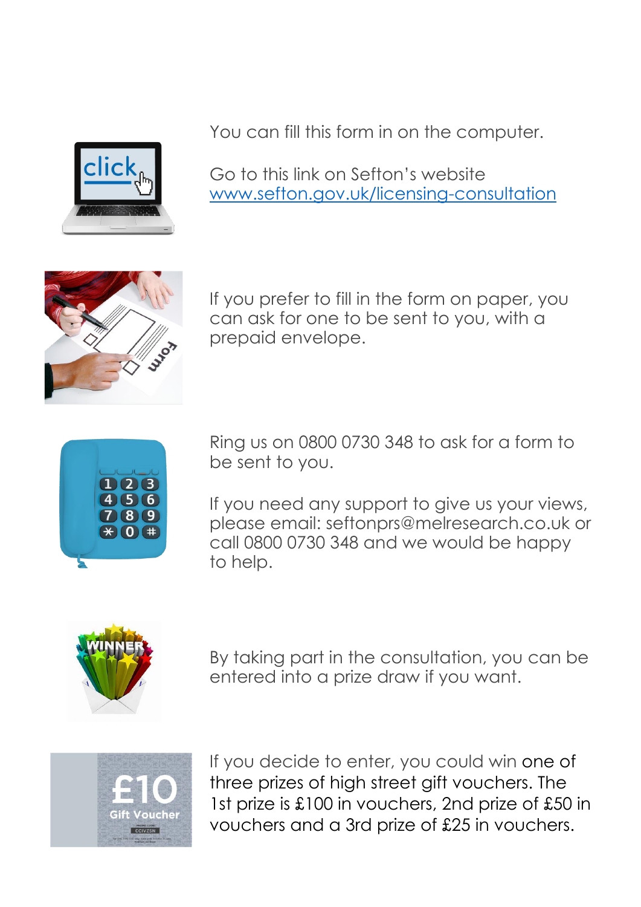You can fill this form in on the computer.

Go to this link on Sefton's website [www.sefton.gov.uk/licensing-consultation](http://www.sefton.gov.uk/licensing-consultation)

If you prefer to fill in the form on paper, you can ask for one to be sent to you, with a prepaid envelope.

Ring us on 0800 0730 348 to ask for a form to be sent to you.

If you need any support to give us your views, please email: seftonprs@melresearch.co.uk or call 0800 0730 348 and we would be happy to help.

By taking part in the consultation, you can be entered into a prize draw if you want.

If you decide to enter, you could win one of three prizes of high street gift vouchers. The 1st prize is £100 in vouchers, 2nd prize of £50 in vouchers and a 3rd prize of £25 in vouchers.